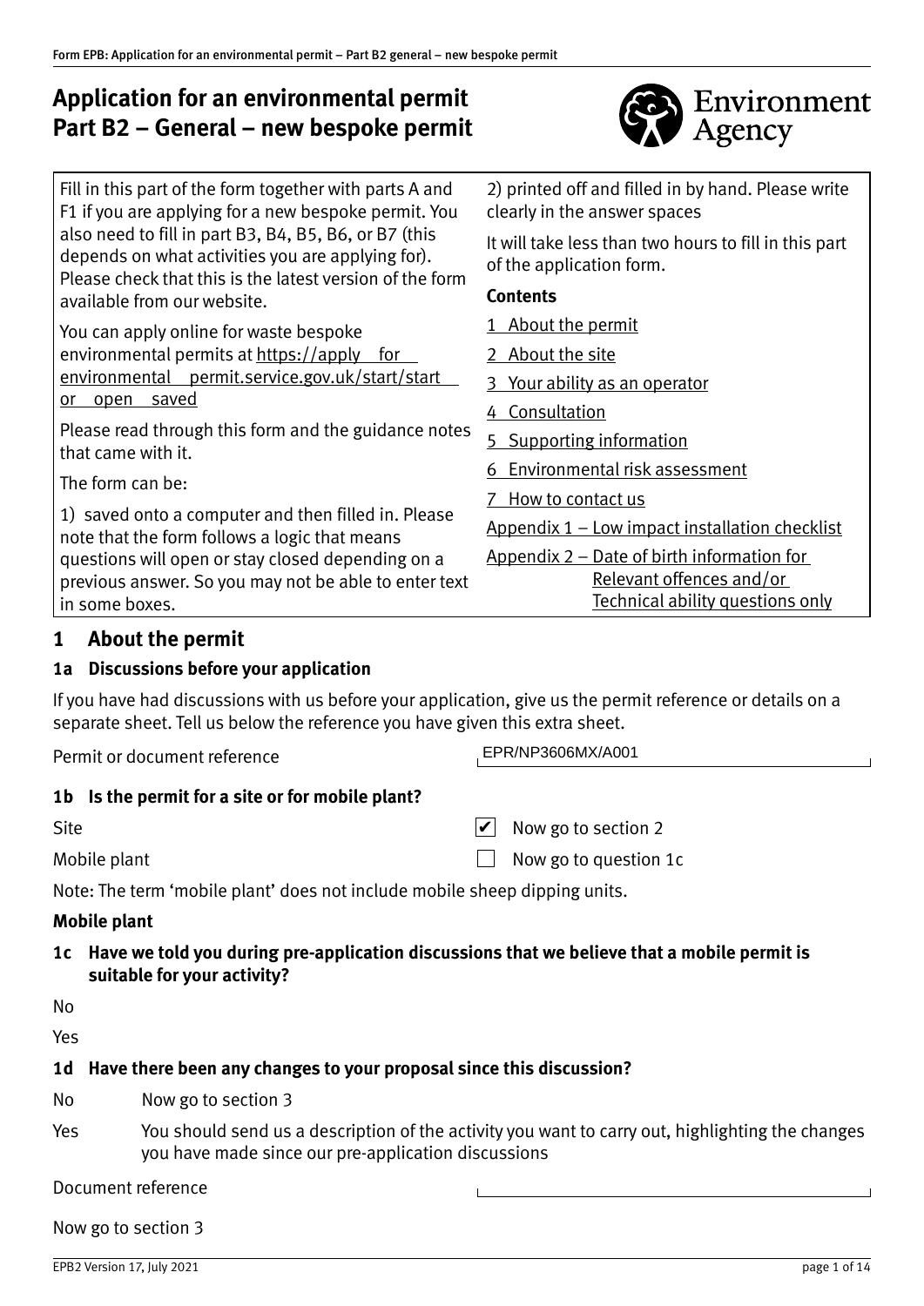# Application for an environmental permit
# Part B2 – General – new bespoke permit

Fill in this part of the form together with parts A and F1 if you are applying for a new bespoke permit. You also need to fill in part B3, B4, B5, B6, or B7 (this depends on what activities you are applying for). Please check that this is the latest version of the form available from our website.

You can apply online for waste bespoke environmental permits at https://apply for environmental permit.service.gov.uk/start/start or open saved

Please read through this form and the guidance notes that came with it.

The form can be:

1) saved onto a computer and then filled in. Please note that the form follows a logic that means questions will open or stay closed depending on a previous answer. So you may not be able to enter text in some boxes.

2) printed off and filled in by hand. Please write clearly in the answer spaces

It will take less than two hours to fill in this part of the application form.

**Contents**

1 About the permit
2 About the site
3 Your ability as an operator
4 Consultation
5 Supporting information
6 Environmental risk assessment
7 How to contact us
Appendix 1 – Low impact installation checklist
Appendix 2 – Date of birth information for Relevant offences and/or Technical ability questions only

## 1 About the permit

### 1a Discussions before your application

If you have had discussions with us before your application, give us the permit reference or details on a separate sheet. Tell us below the reference you have given this extra sheet.

Permit or document reference: EPR/NP3606MX/A001

### 1b Is the permit for a site or for mobile plant?

- [x] Site — Now go to section 2
- [ ] Mobile plant — Now go to question 1c

Note: The term 'mobile plant' does not include mobile sheep dipping units.

**Mobile plant**

### 1c Have we told you during pre-application discussions that we believe that a mobile permit is suitable for your activity?

No

Yes

### 1d Have there been any changes to your proposal since this discussion?

No — Now go to section 3

Yes — You should send us a description of the activity you want to carry out, highlighting the changes you have made since our pre-application discussions

Document reference

Now go to section 3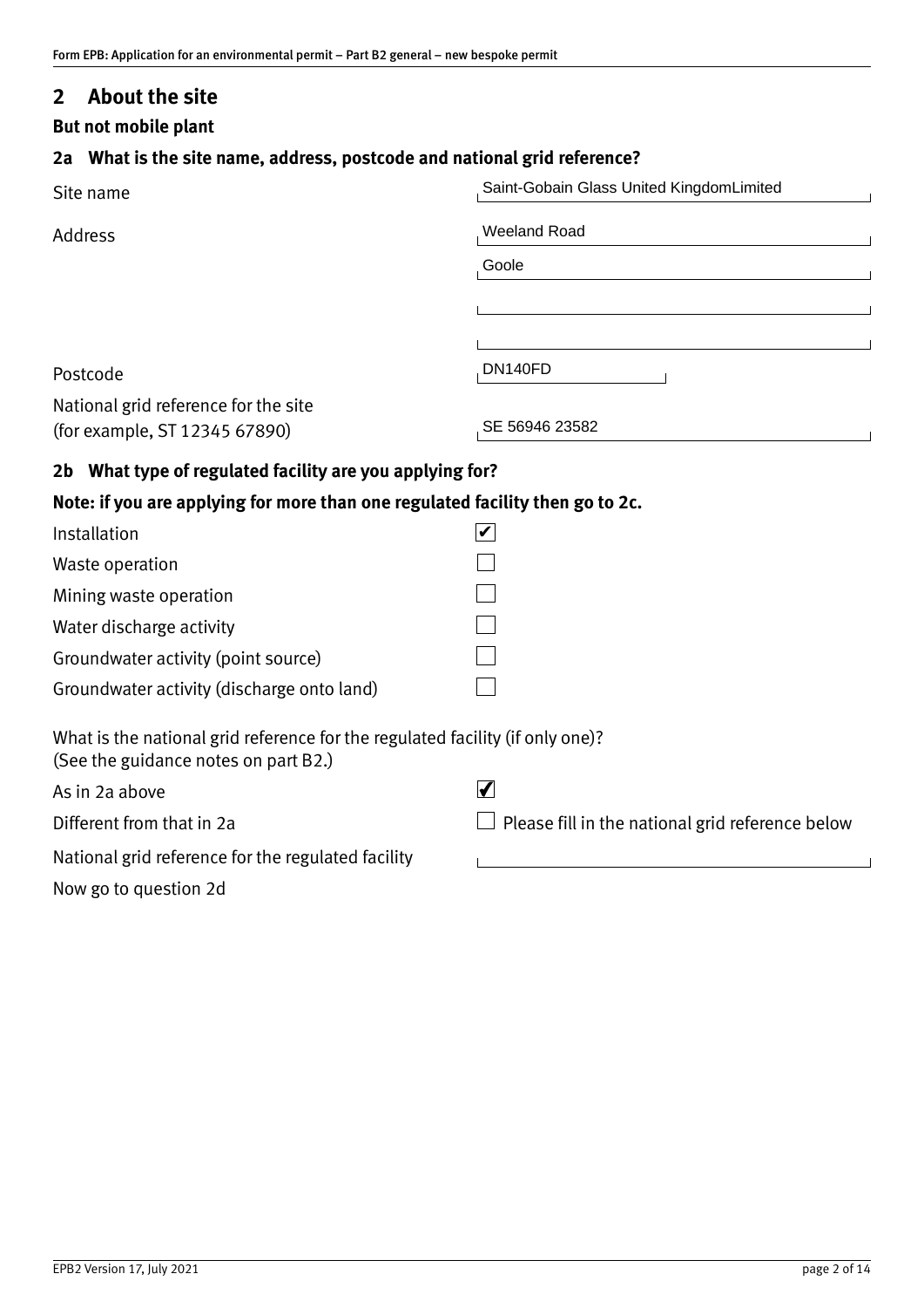## 2 About the site

**But not mobile plant**

### 2a What is the site name, address, postcode and national grid reference?

Site name: Saint-Gobain Glass United KingdomLimited

Address: Weeland Road
Goole

Postcode: DN140FD

National grid reference for the site (for example, ST 12345 67890): SE 56946 23582

### 2b What type of regulated facility are you applying for?

**Note: if you are applying for more than one regulated facility then go to 2c.**

- [x] Installation
- [ ] Waste operation
- [ ] Mining waste operation
- [ ] Water discharge activity
- [ ] Groundwater activity (point source)
- [ ] Groundwater activity (discharge onto land)

What is the national grid reference for the regulated facility (if only one)?
(See the guidance notes on part B2.)

- [x] As in 2a above
- [ ] Different from that in 2a — Please fill in the national grid reference below

National grid reference for the regulated facility: 

Now go to question 2d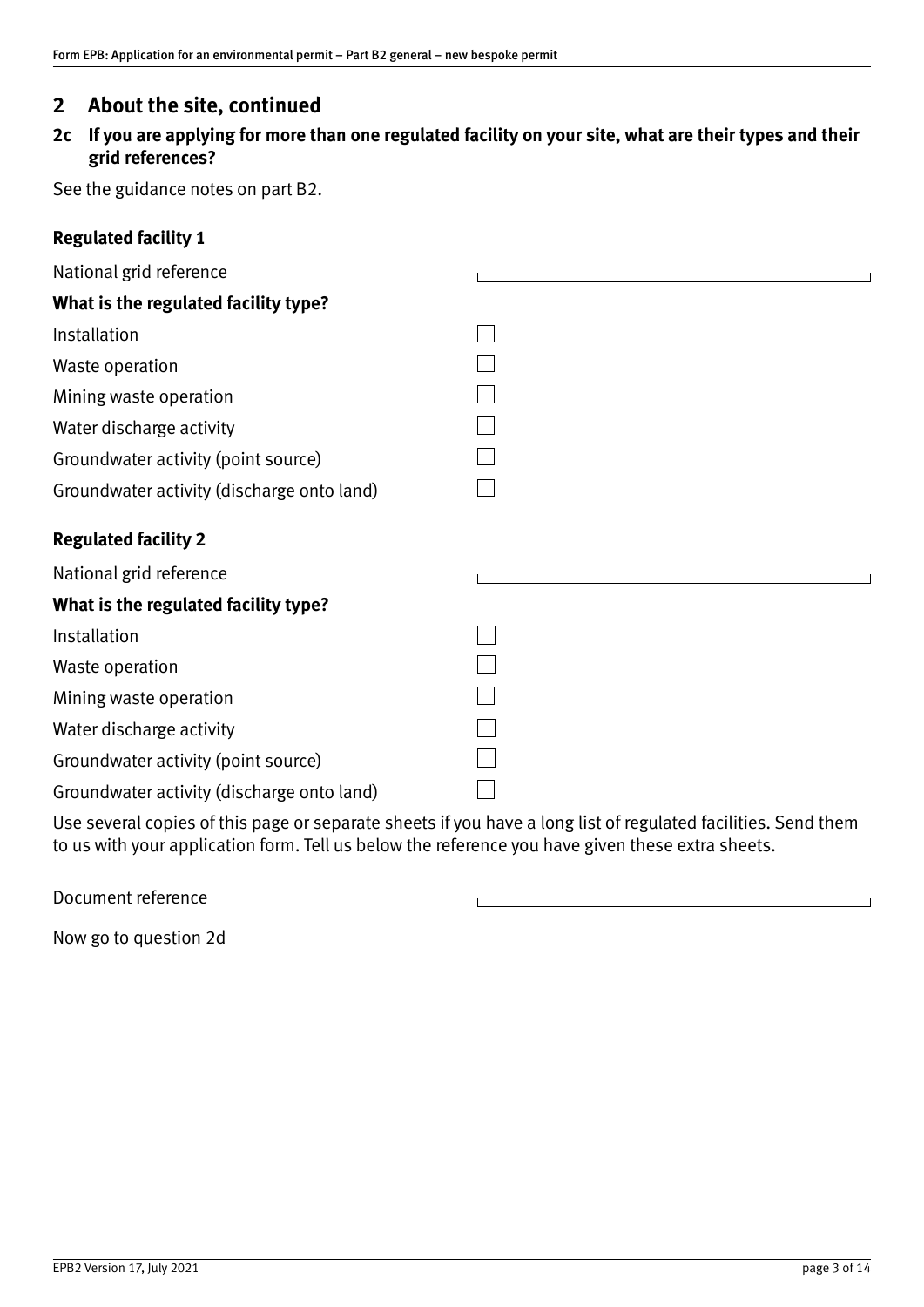## 2 About the site, continued

### 2c If you are applying for more than one regulated facility on your site, what are their types and their grid references?

See the guidance notes on part B2.

**Regulated facility 1**

National grid reference \_\_\_\_\_\_\_\_\_\_\_\_\_\_\_\_\_\_\_\_

**What is the regulated facility type?**

- Installation ☐
- Waste operation ☐
- Mining waste operation ☐
- Water discharge activity ☐
- Groundwater activity (point source) ☐
- Groundwater activity (discharge onto land) ☐

**Regulated facility 2**

National grid reference \_\_\_\_\_\_\_\_\_\_\_\_\_\_\_\_\_\_\_\_

**What is the regulated facility type?**

- Installation ☐
- Waste operation ☐
- Mining waste operation ☐
- Water discharge activity ☐
- Groundwater activity (point source) ☐
- Groundwater activity (discharge onto land) ☐

Use several copies of this page or separate sheets if you have a long list of regulated facilities. Send them to us with your application form. Tell us below the reference you have given these extra sheets.

Document reference \_\_\_\_\_\_\_\_\_\_\_\_\_\_\_\_\_\_\_\_

Now go to question 2d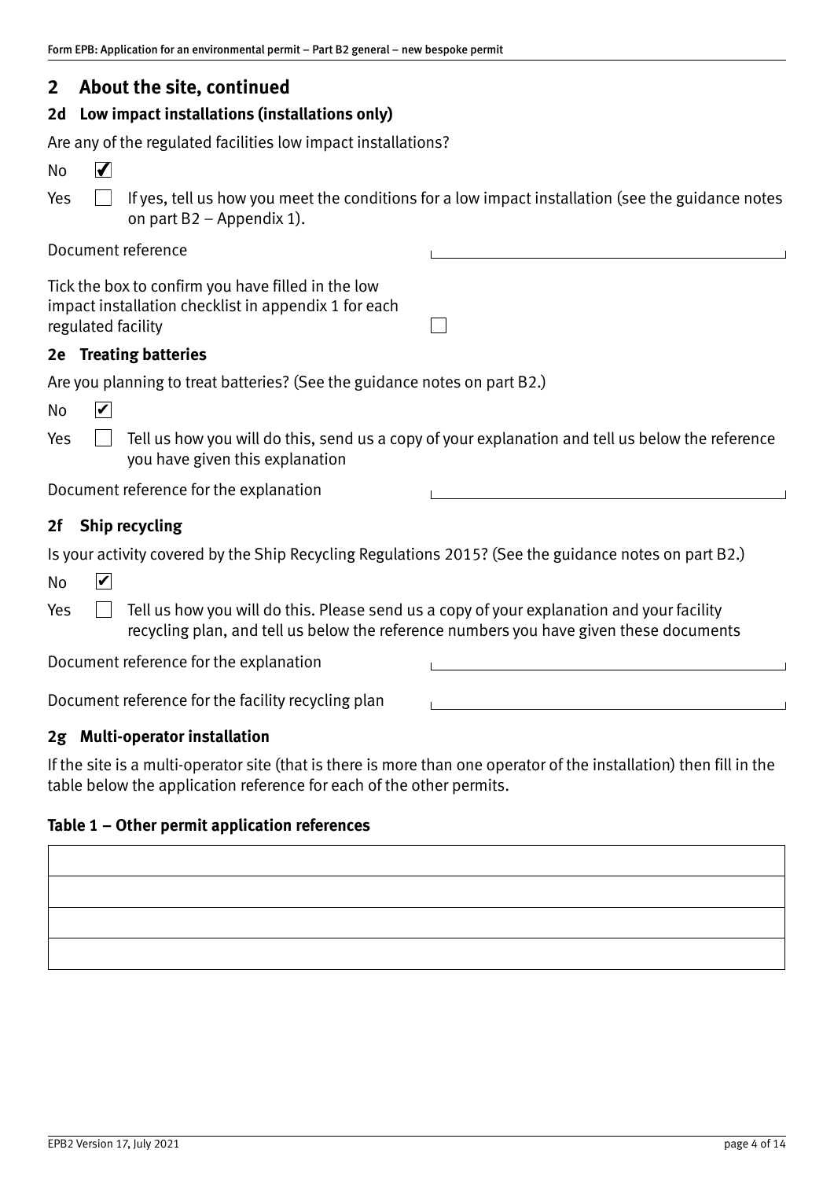## 2 About the site, continued

### 2d Low impact installations (installations only)

Are any of the regulated facilities low impact installations?

No ☑

Yes ☐ If yes, tell us how you meet the conditions for a low impact installation (see the guidance notes on part B2 – Appendix 1).

Document reference

Tick the box to confirm you have filled in the low impact installation checklist in appendix 1 for each regulated facility ☐

### 2e Treating batteries

Are you planning to treat batteries? (See the guidance notes on part B2.)

No ☑

Yes ☐ Tell us how you will do this, send us a copy of your explanation and tell us below the reference you have given this explanation

Document reference for the explanation

### 2f Ship recycling

Is your activity covered by the Ship Recycling Regulations 2015? (See the guidance notes on part B2.)

No ☑

Yes ☐ Tell us how you will do this. Please send us a copy of your explanation and your facility recycling plan, and tell us below the reference numbers you have given these documents

Document reference for the explanation

Document reference for the facility recycling plan

### 2g Multi-operator installation

If the site is a multi-operator site (that is there is more than one operator of the installation) then fill in the table below the application reference for each of the other permits.

**Table 1 – Other permit application references**

| |
|---|
| |
| |
| |
| |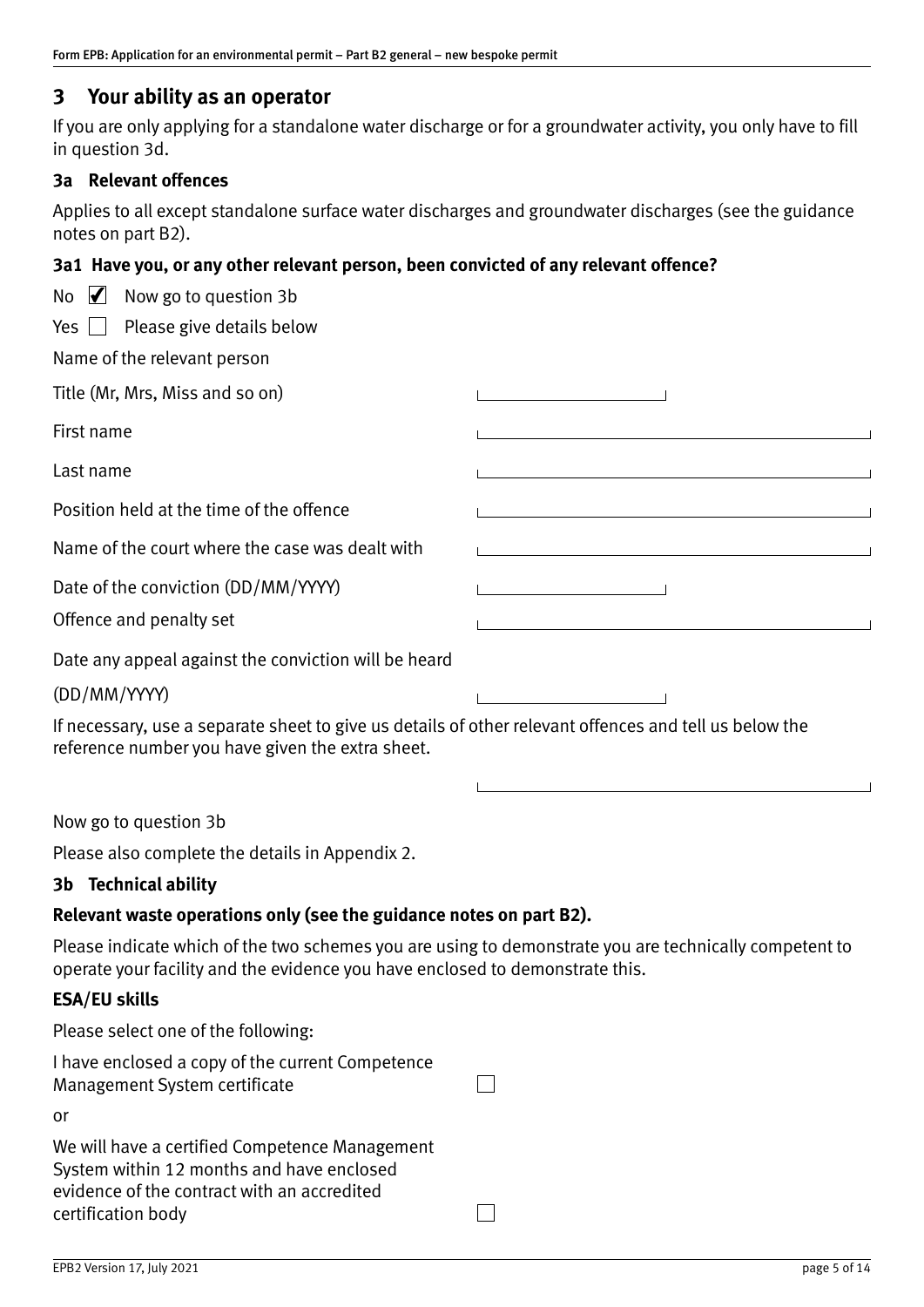## 3 Your ability as an operator

If you are only applying for a standalone water discharge or for a groundwater activity, you only have to fill in question 3d.

### 3a Relevant offences

Applies to all except standalone surface water discharges and groundwater discharges (see the guidance notes on part B2).

#### 3a1 Have you, or any other relevant person, been convicted of any relevant offence?

No ☑ Now go to question 3b

Yes ☐ Please give details below

Name of the relevant person

| | |
|---|---|
| Title (Mr, Mrs, Miss and so on) | |
| First name | |
| Last name | |
| Position held at the time of the offence | |
| Name of the court where the case was dealt with | |
| Date of the conviction (DD/MM/YYYY) | |
| Offence and penalty set | |
| Date any appeal against the conviction will be heard (DD/MM/YYYY) | |

If necessary, use a separate sheet to give us details of other relevant offences and tell us below the reference number you have given the extra sheet.

Now go to question 3b

Please also complete the details in Appendix 2.

### 3b Technical ability

**Relevant waste operations only (see the guidance notes on part B2).**

Please indicate which of the two schemes you are using to demonstrate you are technically competent to operate your facility and the evidence you have enclosed to demonstrate this.

**ESA/EU skills**

Please select one of the following:

I have enclosed a copy of the current Competence Management System certificate ☐

or

We will have a certified Competence Management System within 12 months and have enclosed evidence of the contract with an accredited certification body ☐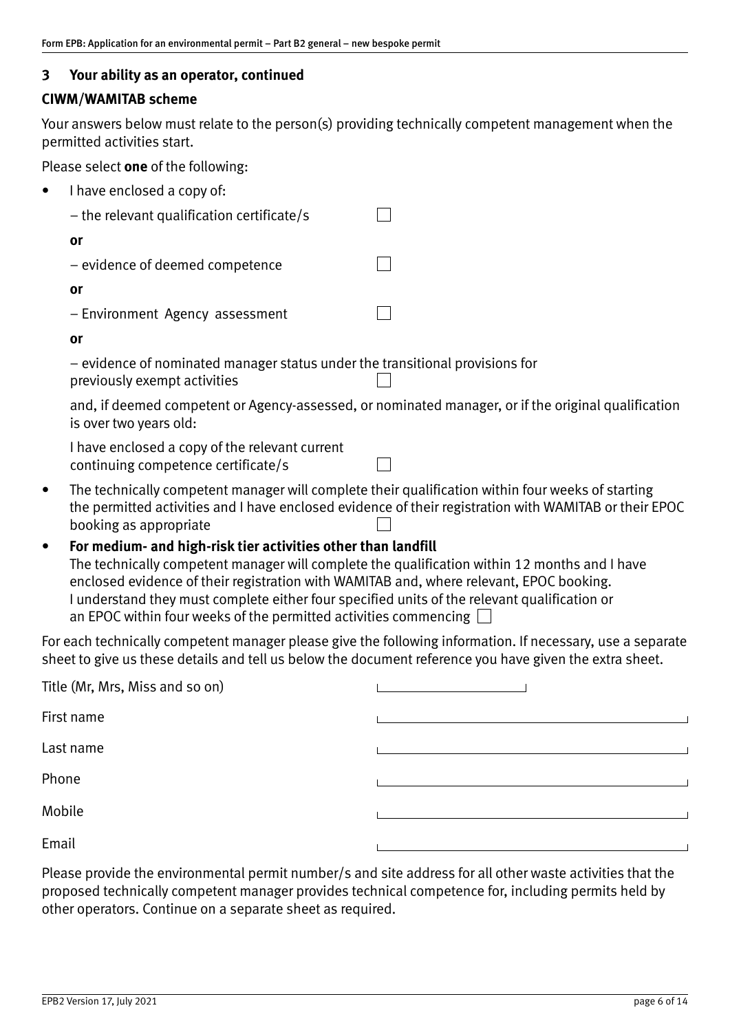### 3 Your ability as an operator, continued

**CIWM/WAMITAB scheme**

Your answers below must relate to the person(s) providing technically competent management when the permitted activities start.

Please select **one** of the following:

- I have enclosed a copy of:

  – the relevant qualification certificate/s ☐

  **or**

  – evidence of deemed competence ☐

  **or**

  – Environment Agency assessment ☐

  **or**

  – evidence of nominated manager status under the transitional provisions for previously exempt activities ☐

  and, if deemed competent or Agency-assessed, or nominated manager, or if the original qualification is over two years old:

  I have enclosed a copy of the relevant current continuing competence certificate/s ☐

- The technically competent manager will complete their qualification within four weeks of starting the permitted activities and I have enclosed evidence of their registration with WAMITAB or their EPOC booking as appropriate ☐
- **For medium- and high-risk tier activities other than landfill**
  The technically competent manager will complete the qualification within 12 months and I have enclosed evidence of their registration with WAMITAB and, where relevant, EPOC booking.
  I understand they must complete either four specified units of the relevant qualification or an EPOC within four weeks of the permitted activities commencing ☐

For each technically competent manager please give the following information. If necessary, use a separate sheet to give us these details and tell us below the document reference you have given the extra sheet.

Title (Mr, Mrs, Miss and so on) \_\_\_\_\_\_\_\_\_\_

First name \_\_\_\_\_\_\_\_\_\_

Last name \_\_\_\_\_\_\_\_\_\_

Phone \_\_\_\_\_\_\_\_\_\_

Mobile \_\_\_\_\_\_\_\_\_\_

Email \_\_\_\_\_\_\_\_\_\_

Please provide the environmental permit number/s and site address for all other waste activities that the proposed technically competent manager provides technical competence for, including permits held by other operators. Continue on a separate sheet as required.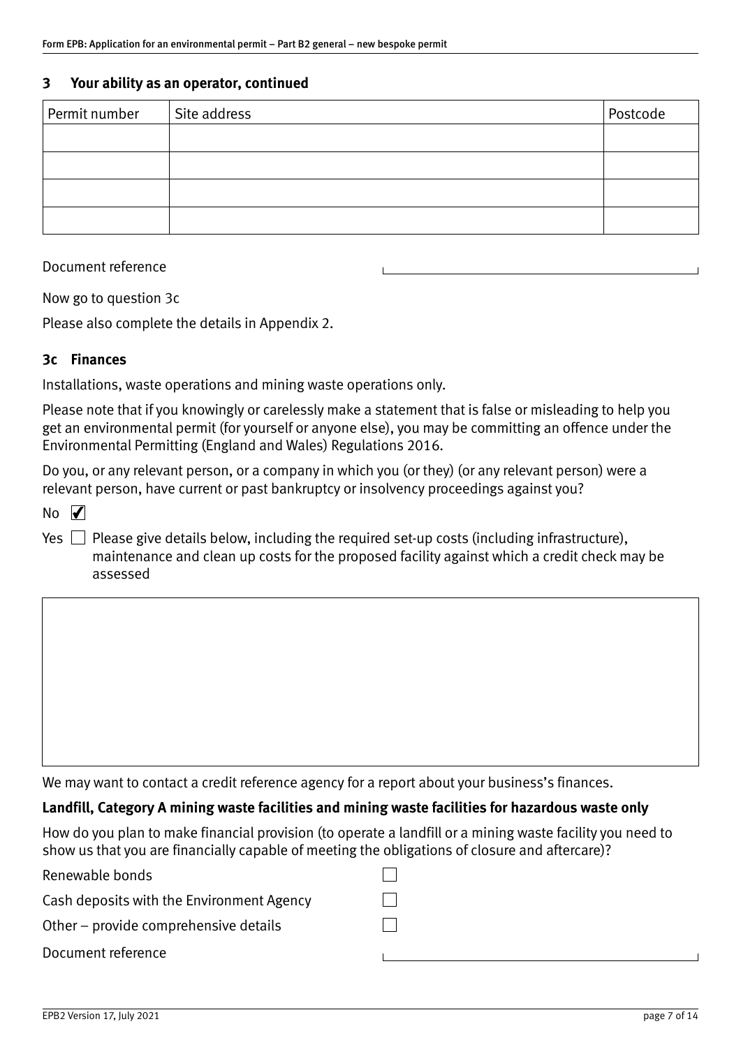## 3 Your ability as an operator, continued

| Permit number | Site address | Postcode |
|---|---|---|
| | | |
| | | |
| | | |
| | | |

Document reference

Now go to question 3c

Please also complete the details in Appendix 2.

### 3c Finances

Installations, waste operations and mining waste operations only.

Please note that if you knowingly or carelessly make a statement that is false or misleading to help you get an environmental permit (for yourself or anyone else), you may be committing an offence under the Environmental Permitting (England and Wales) Regulations 2016.

Do you, or any relevant person, or a company in which you (or they) (or any relevant person) were a relevant person, have current or past bankruptcy or insolvency proceedings against you?

No ☑

Yes ☐ Please give details below, including the required set-up costs (including infrastructure), maintenance and clean up costs for the proposed facility against which a credit check may be assessed

We may want to contact a credit reference agency for a report about your business's finances.

**Landfill, Category A mining waste facilities and mining waste facilities for hazardous waste only**

How do you plan to make financial provision (to operate a landfill or a mining waste facility you need to show us that you are financially capable of meeting the obligations of closure and aftercare)?

Renewable bonds ☐

Cash deposits with the Environment Agency ☐

Other – provide comprehensive details ☐

Document reference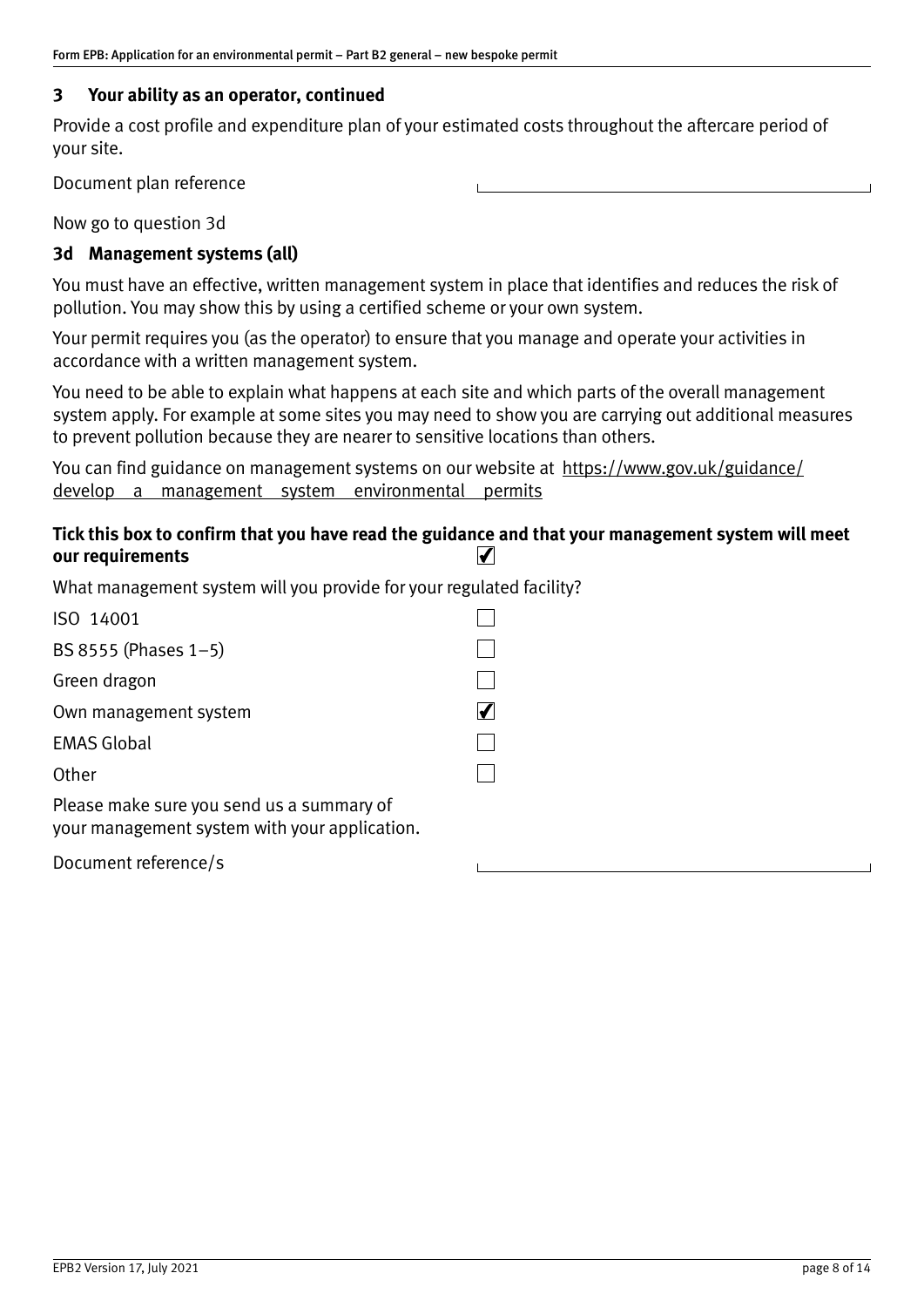## 3 Your ability as an operator, continued

Provide a cost profile and expenditure plan of your estimated costs throughout the aftercare period of your site.

Document plan reference ______________________

Now go to question 3d

### 3d Management systems (all)

You must have an effective, written management system in place that identifies and reduces the risk of pollution. You may show this by using a certified scheme or your own system.

Your permit requires you (as the operator) to ensure that you manage and operate your activities in accordance with a written management system.

You need to be able to explain what happens at each site and which parts of the overall management system apply. For example at some sites you may need to show you are carrying out additional measures to prevent pollution because they are nearer to sensitive locations than others.

You can find guidance on management systems on our website at https://www.gov.uk/guidance/develop a management system environmental permits

**Tick this box to confirm that you have read the guidance and that your management system will meet our requirements** ☑

What management system will you provide for your regulated facility?

| | |
|---|---|
| ISO 14001 | ☐ |
| BS 8555 (Phases 1–5) | ☐ |
| Green dragon | ☐ |
| Own management system | ☑ |
| EMAS Global | ☐ |
| Other | ☐ |

Please make sure you send us a summary of your management system with your application.

Document reference/s ______________________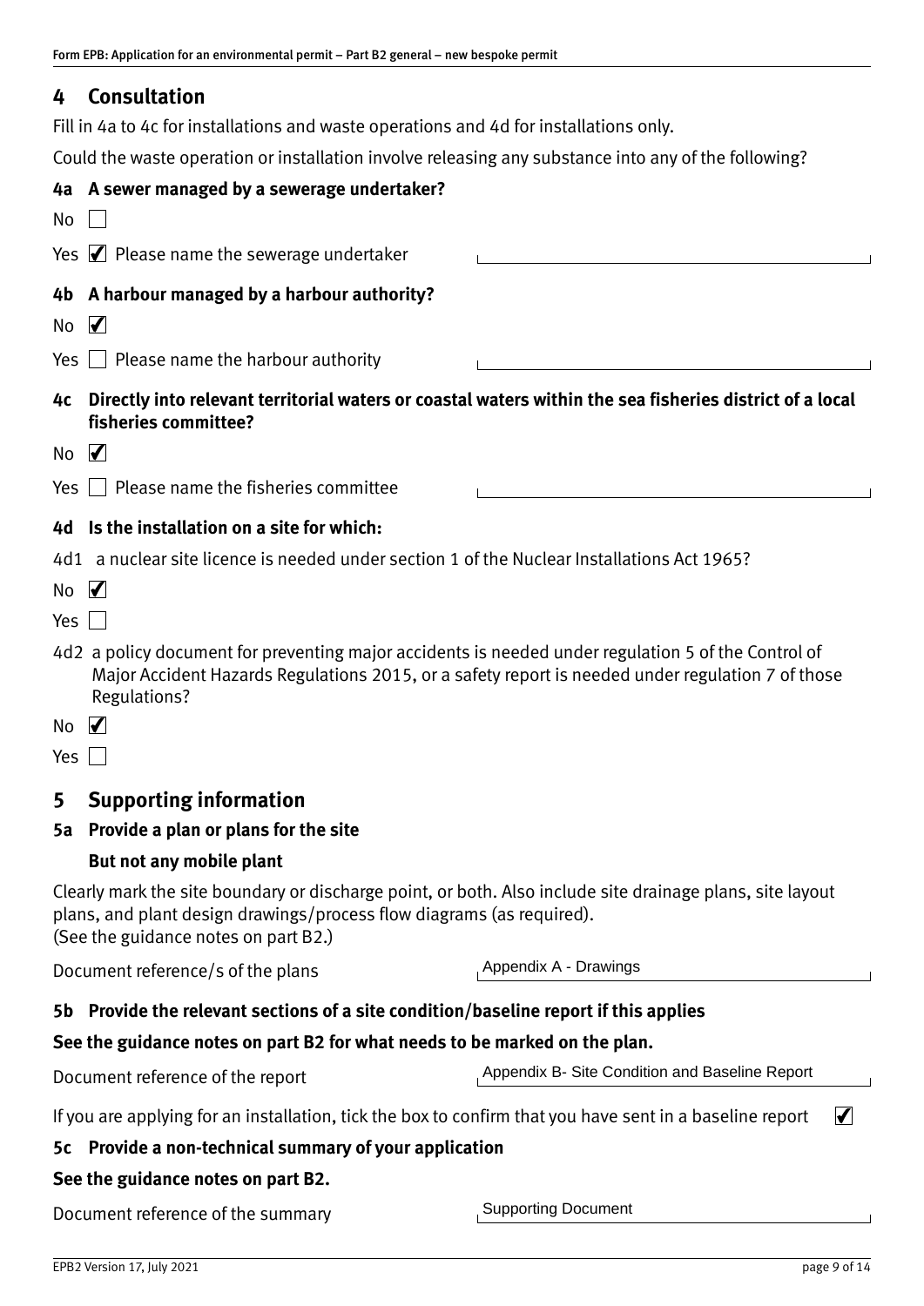## 4 Consultation

Fill in 4a to 4c for installations and waste operations and 4d for installations only.

Could the waste operation or installation involve releasing any substance into any of the following?

### 4a A sewer managed by a sewerage undertaker?

No ☐

Yes ☑ Please name the sewerage undertaker

### 4b A harbour managed by a harbour authority?

No ☑

Yes ☐ Please name the harbour authority

### 4c Directly into relevant territorial waters or coastal waters within the sea fisheries district of a local fisheries committee?

No ☑

Yes ☐ Please name the fisheries committee

### 4d Is the installation on a site for which:

4d1 a nuclear site licence is needed under section 1 of the Nuclear Installations Act 1965?

No ☑

Yes ☐

4d2 a policy document for preventing major accidents is needed under regulation 5 of the Control of Major Accident Hazards Regulations 2015, or a safety report is needed under regulation 7 of those Regulations?

No ☑

Yes ☐

## 5 Supporting information

### 5a Provide a plan or plans for the site

**But not any mobile plant**

Clearly mark the site boundary or discharge point, or both. Also include site drainage plans, site layout plans, and plant design drawings/process flow diagrams (as required).
(See the guidance notes on part B2.)

Document reference/s of the plans: Appendix A - Drawings

### 5b Provide the relevant sections of a site condition/baseline report if this applies

**See the guidance notes on part B2 for what needs to be marked on the plan.**

Document reference of the report: Appendix B- Site Condition and Baseline Report

If you are applying for an installation, tick the box to confirm that you have sent in a baseline report ☑

### 5c Provide a non-technical summary of your application

**See the guidance notes on part B2.**

Document reference of the summary: Supporting Document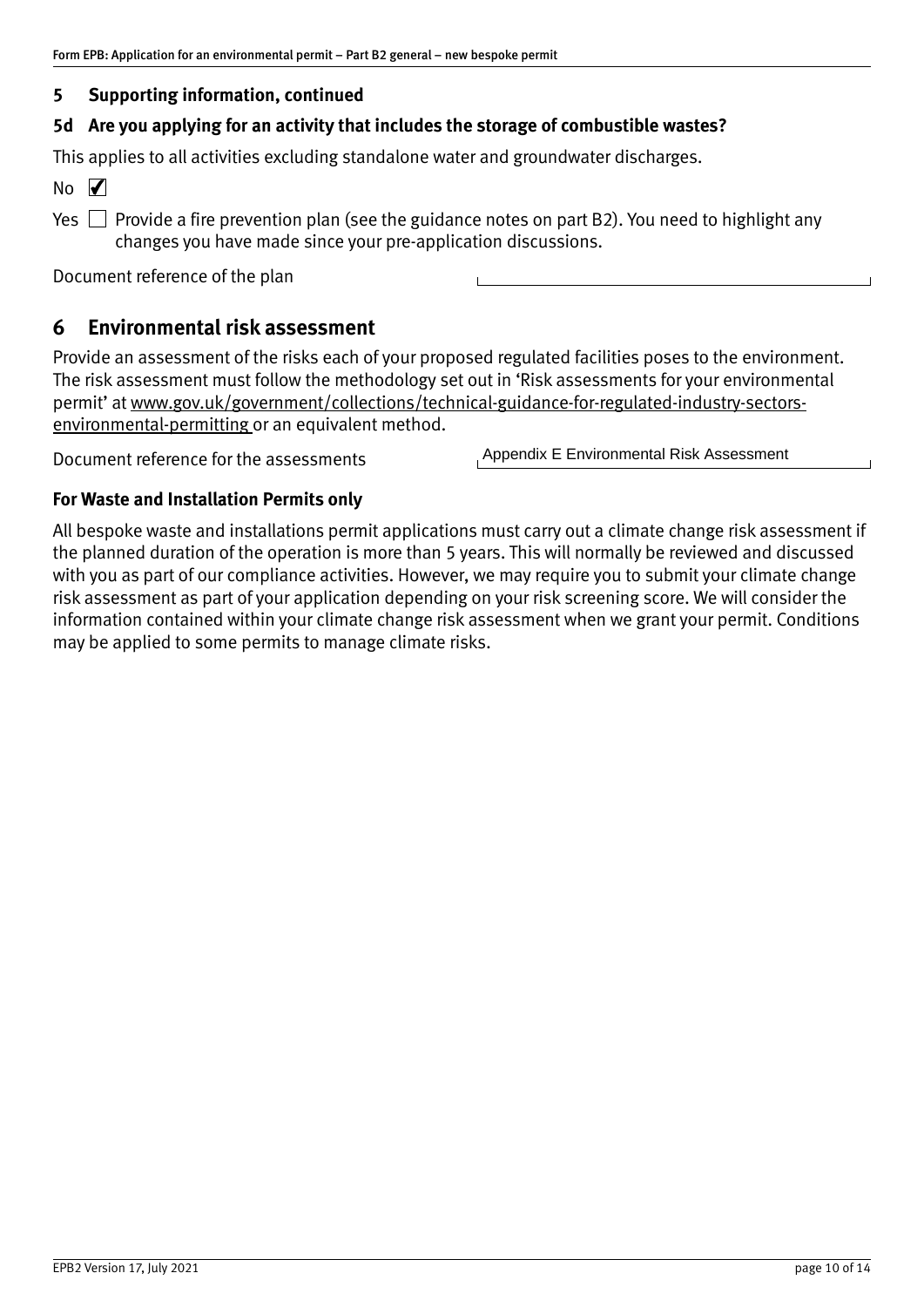## 5 Supporting information, continued

### 5d Are you applying for an activity that includes the storage of combustible wastes?

This applies to all activities excluding standalone water and groundwater discharges.

No ☑

Yes ☐ Provide a fire prevention plan (see the guidance notes on part B2). You need to highlight any changes you have made since your pre-application discussions.

Document reference of the plan

## 6 Environmental risk assessment

Provide an assessment of the risks each of your proposed regulated facilities poses to the environment. The risk assessment must follow the methodology set out in 'Risk assessments for your environmental permit' at www.gov.uk/government/collections/technical-guidance-for-regulated-industry-sectors-environmental-permitting or an equivalent method.

Document reference for the assessments: Appendix E Environmental Risk Assessment

**For Waste and Installation Permits only**

All bespoke waste and installations permit applications must carry out a climate change risk assessment if the planned duration of the operation is more than 5 years. This will normally be reviewed and discussed with you as part of our compliance activities. However, we may require you to submit your climate change risk assessment as part of your application depending on your risk screening score. We will consider the information contained within your climate change risk assessment when we grant your permit. Conditions may be applied to some permits to manage climate risks.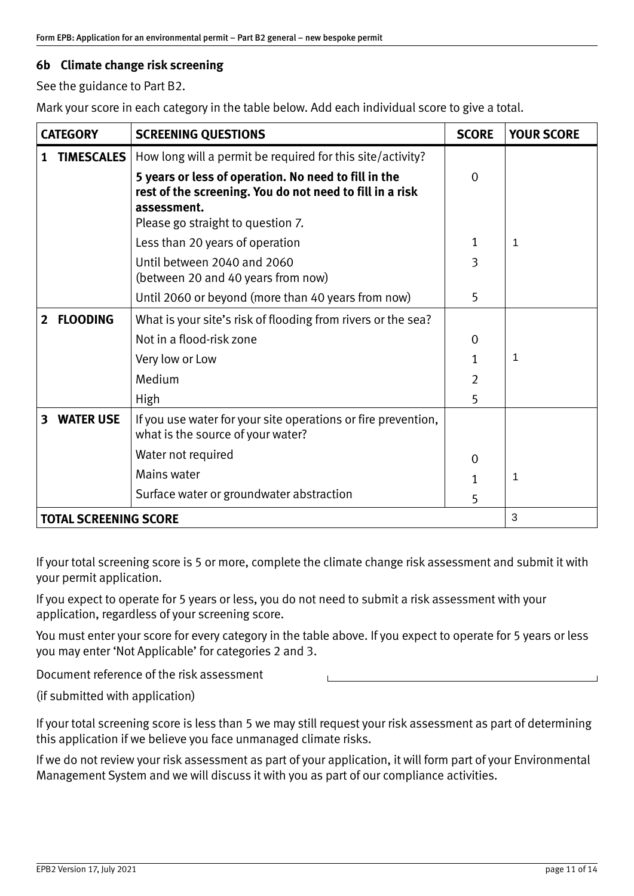### 6b Climate change risk screening

See the guidance to Part B2.

Mark your score in each category in the table below. Add each individual score to give a total.

| CATEGORY | SCREENING QUESTIONS | SCORE | YOUR SCORE |
|---|---|---|---|
| 1 TIMESCALES | How long will a permit be required for this site/activity? | | |
| | **5 years or less of operation. No need to fill in the rest of the screening. You do not need to fill in a risk assessment.** Please go straight to question 7. | 0 | |
| | Less than 20 years of operation | 1 | 1 |
| | Until between 2040 and 2060 (between 20 and 40 years from now) | 3 | |
| | Until 2060 or beyond (more than 40 years from now) | 5 | |
| 2 FLOODING | What is your site's risk of flooding from rivers or the sea? | | |
| | Not in a flood-risk zone | 0 | |
| | Very low or Low | 1 | 1 |
| | Medium | 2 | |
| | High | 5 | |
| 3 WATER USE | If you use water for your site operations or fire prevention, what is the source of your water? | | |
| | Water not required | 0 | |
| | Mains water | 1 | 1 |
| | Surface water or groundwater abstraction | 5 | |
| **TOTAL SCREENING SCORE** | | | 3 |

If your total screening score is 5 or more, complete the climate change risk assessment and submit it with your permit application.

If you expect to operate for 5 years or less, you do not need to submit a risk assessment with your application, regardless of your screening score.

You must enter your score for every category in the table above. If you expect to operate for 5 years or less you may enter 'Not Applicable' for categories 2 and 3.

Document reference of the risk assessment (if submitted with application)

If your total screening score is less than 5 we may still request your risk assessment as part of determining this application if we believe you face unmanaged climate risks.

If we do not review your risk assessment as part of your application, it will form part of your Environmental Management System and we will discuss it with you as part of our compliance activities.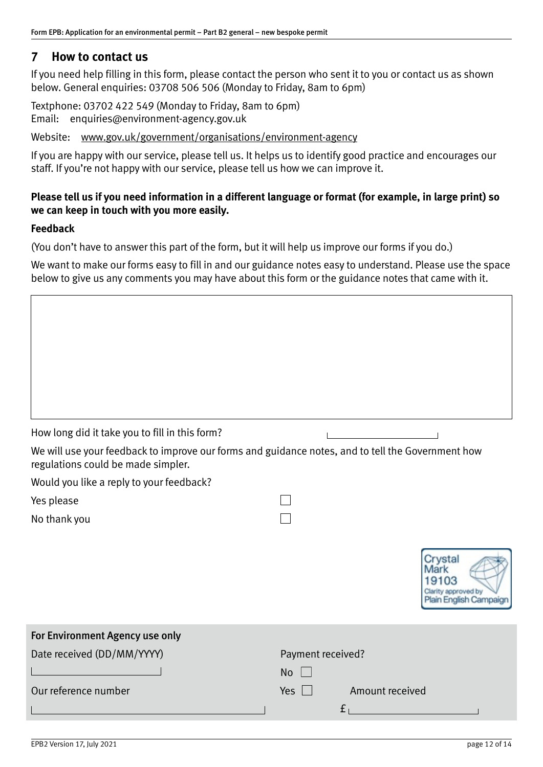## 7 How to contact us

If you need help filling in this form, please contact the person who sent it to you or contact us as shown below. General enquiries: 03708 506 506 (Monday to Friday, 8am to 6pm)

Textphone: 03702 422 549 (Monday to Friday, 8am to 6pm)
Email: enquiries@environment-agency.gov.uk

Website: www.gov.uk/government/organisations/environment-agency

If you are happy with our service, please tell us. It helps us to identify good practice and encourages our staff. If you're not happy with our service, please tell us how we can improve it.

**Please tell us if you need information in a different language or format (for example, in large print) so we can keep in touch with you more easily.**

### Feedback

(You don't have to answer this part of the form, but it will help us improve our forms if you do.)

We want to make our forms easy to fill in and our guidance notes easy to understand. Please use the space below to give us any comments you may have about this form or the guidance notes that came with it.

How long did it take you to fill in this form?

We will use your feedback to improve our forms and guidance notes, and to tell the Government how regulations could be made simpler.

Would you like a reply to your feedback?

Yes please ☐

No thank you ☐

Crystal Mark 19103 Clarity approved by Plain English Campaign

**For Environment Agency use only**

Date received (DD/MM/YYYY)

Our reference number

Payment received?

No ☐

Yes ☐ Amount received £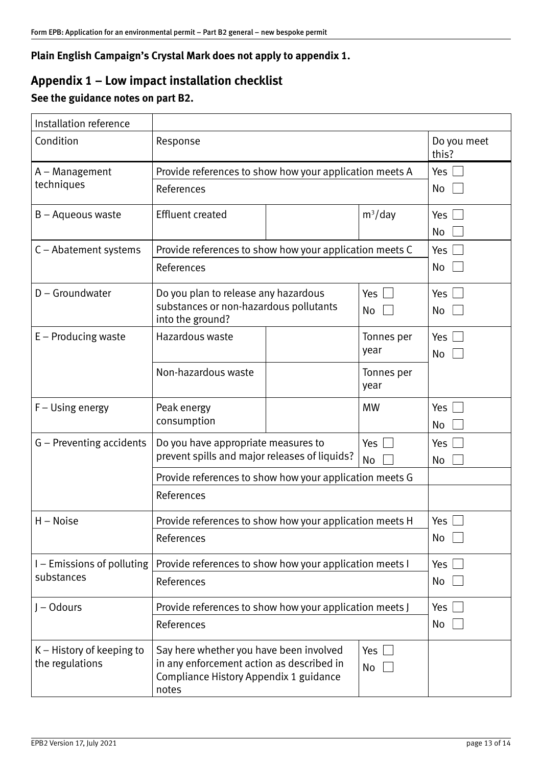**Plain English Campaign's Crystal Mark does not apply to appendix 1.**

## Appendix 1 – Low impact installation checklist

### See the guidance notes on part B2.

| Installation reference | | | | |
|---|---|---|---|---|
| Condition | Response | | | Do you meet this? |
| A – Management techniques | Provide references to show how your application meets A | | | Yes ☐ No ☐ |
| | References | | | |
| B – Aqueous waste | Effluent created | | $m^3$/day | Yes ☐ No ☐ |
| C – Abatement systems | Provide references to show how your application meets C | | | Yes ☐ No ☐ |
| | References | | | |
| D – Groundwater | Do you plan to release any hazardous substances or non-hazardous pollutants into the ground? | | Yes ☐ No ☐ | Yes ☐ No ☐ |
| E – Producing waste | Hazardous waste | | Tonnes per year | Yes ☐ No ☐ |
| | Non-hazardous waste | | Tonnes per year | |
| F – Using energy | Peak energy consumption | | MW | Yes ☐ No ☐ |
| G – Preventing accidents | Do you have appropriate measures to prevent spills and major releases of liquids? | | Yes ☐ No ☐ | Yes ☐ No ☐ |
| | Provide references to show how your application meets G | | | |
| | References | | | |
| H – Noise | Provide references to show how your application meets H | | | Yes ☐ No ☐ |
| | References | | | |
| I – Emissions of polluting substances | Provide references to show how your application meets I | | | Yes ☐ No ☐ |
| | References | | | |
| J – Odours | Provide references to show how your application meets J | | | Yes ☐ No ☐ |
| | References | | | |
| K – History of keeping to the regulations | Say here whether you have been involved in any enforcement action as described in Compliance History Appendix 1 guidance notes | | Yes ☐ No ☐ | |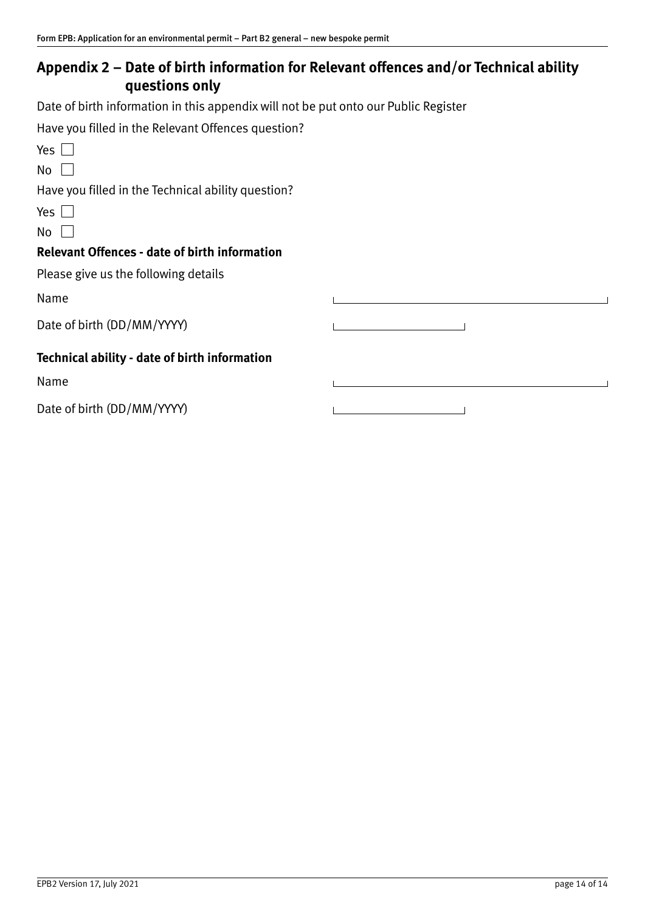## Appendix 2 – Date of birth information for Relevant offences and/or Technical ability questions only

Date of birth information in this appendix will not be put onto our Public Register

Have you filled in the Relevant Offences question?

Yes ☐

No ☐

Have you filled in the Technical ability question?

Yes ☐

No ☐

### Relevant Offences - date of birth information

Please give us the following details

Name ______________________________

Date of birth (DD/MM/YYYY) ______________

### Technical ability - date of birth information

Name ______________________________

Date of birth (DD/MM/YYYY) ______________